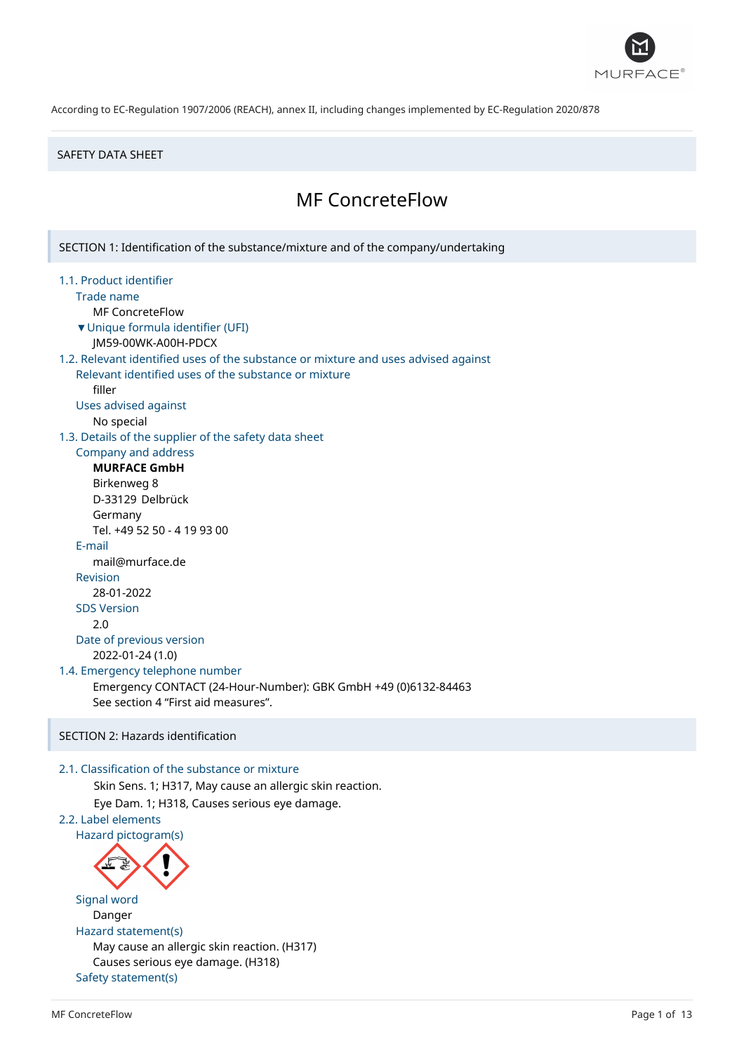According to EC-Regulation 1907/2006 (REACH), annex II, including changes implemented by EC-Regulation 2020/878

SAFETY DATA SHEET

# MF ConcreteFlow

## SECTION 1: Identification of the substance/mixture and of the company/undertaking

### 1.1. Product identifier

**Trade name**

MF ConcreteFlow

▼Unique formula identifier (UFI)

JM59-00WK-A00H-PDCX

### 1.2. Relevant identified uses of the substance or mixture and uses advised against

**Relevant identified uses of the substance or mixture**

filler

**Uses advised against**

No special

### 1.3. Details of the supplier of the safety data sheet

**Company and address**

**MURFACE GmbH**
Birkenweg 8
D-33129 Delbrück
Germany
Tel. +49 52 50 - 4 19 93 00

**E-mail**

mail@murface.de

**Revision**

28-01-2022

**SDS Version**

2.0

**Date of previous version**

2022-01-24 (1.0)

### 1.4. Emergency telephone number

Emergency CONTACT (24-Hour-Number): GBK GmbH +49 (0)6132-84463
See section 4 "First aid measures".

## SECTION 2: Hazards identification

### 2.1. Classification of the substance or mixture

Skin Sens. 1; H317, May cause an allergic skin reaction.
Eye Dam. 1; H318, Causes serious eye damage.

### 2.2. Label elements

**Hazard pictogram(s)**

**Signal word**

Danger

**Hazard statement(s)**

May cause an allergic skin reaction. (H317)
Causes serious eye damage. (H318)

**Safety statement(s)**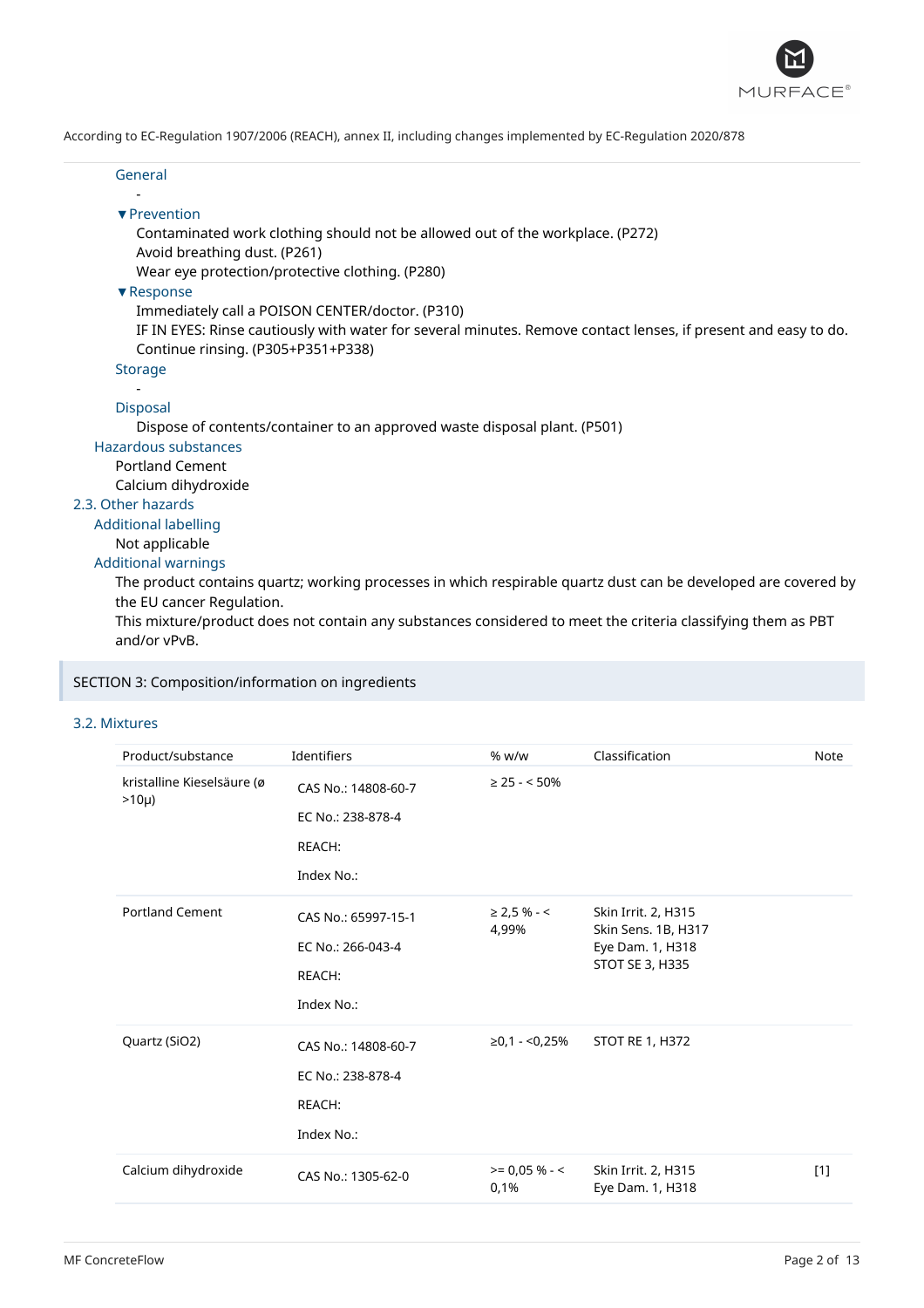According to EC-Regulation 1907/2006 (REACH), annex II, including changes implemented by EC-Regulation 2020/878

#### General

-

#### ▼Prevention

Contaminated work clothing should not be allowed out of the workplace. (P272)
Avoid breathing dust. (P261)
Wear eye protection/protective clothing. (P280)

#### ▼Response

Immediately call a POISON CENTER/doctor. (P310)
IF IN EYES: Rinse cautiously with water for several minutes. Remove contact lenses, if present and easy to do. Continue rinsing. (P305+P351+P338)

#### Storage

-

#### Disposal

Dispose of contents/container to an approved waste disposal plant. (P501)

### Hazardous substances

Portland Cement
Calcium dihydroxide

## 2.3. Other hazards

### Additional labelling

Not applicable

### Additional warnings

The product contains quartz; working processes in which respirable quartz dust can be developed are covered by the EU cancer Regulation.
This mixture/product does not contain any substances considered to meet the criteria classifying them as PBT and/or vPvB.

# SECTION 3: Composition/information on ingredients

## 3.2. Mixtures

| Product/substance | Identifiers | % w/w | Classification | Note |
|---|---|---|---|---|
| kristalline Kieselsäure (ø >10µ) | CAS No.: 14808-60-7<br>EC No.: 238-878-4<br>REACH:<br>Index No.: | ≥ 25 - < 50% | | |
| Portland Cement | CAS No.: 65997-15-1<br>EC No.: 266-043-4<br>REACH:<br>Index No.: | ≥ 2,5 % - < 4,99% | Skin Irrit. 2, H315<br>Skin Sens. 1B, H317<br>Eye Dam. 1, H318<br>STOT SE 3, H335 | |
| Quartz ($SiO_2$) | CAS No.: 14808-60-7<br>EC No.: 238-878-4<br>REACH:<br>Index No.: | ≥0,1 - <0,25% | STOT RE 1, H372 | |
| Calcium dihydroxide | CAS No.: 1305-62-0 | >= 0,05 % - < 0,1% | Skin Irrit. 2, H315<br>Eye Dam. 1, H318 | [1] |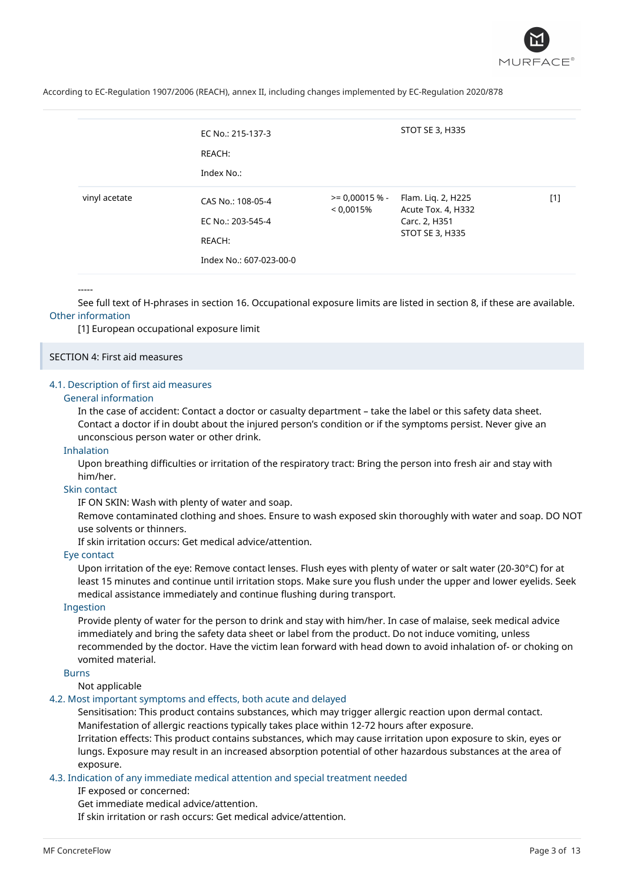| | | | | |
|---|---|---|---|---|
| | EC No.: 215-137-3<br>REACH:<br>Index No.: | | STOT SE 3, H335 | |
| vinyl acetate | CAS No.: 108-05-4<br>EC No.: 203-545-4<br>REACH:<br>Index No.: 607-023-00-0 | >= 0,00015 % - < 0,0015% | Flam. Liq. 2, H225<br>Acute Tox. 4, H332<br>Carc. 2, H351<br>STOT SE 3, H335 | [1] |

-----

See full text of H-phrases in section 16. Occupational exposure limits are listed in section 8, if these are available.

**Other information**

[1] European occupational exposure limit

## SECTION 4: First aid measures

### 4.1. Description of first aid measures

#### General information

In the case of accident: Contact a doctor or casualty department – take the label or this safety data sheet. Contact a doctor if in doubt about the injured person's condition or if the symptoms persist. Never give an unconscious person water or other drink.

#### Inhalation

Upon breathing difficulties or irritation of the respiratory tract: Bring the person into fresh air and stay with him/her.

#### Skin contact

IF ON SKIN: Wash with plenty of water and soap.
Remove contaminated clothing and shoes. Ensure to wash exposed skin thoroughly with water and soap. DO NOT use solvents or thinners.
If skin irritation occurs: Get medical advice/attention.

#### Eye contact

Upon irritation of the eye: Remove contact lenses. Flush eyes with plenty of water or salt water (20-30°C) for at least 15 minutes and continue until irritation stops. Make sure you flush under the upper and lower eyelids. Seek medical assistance immediately and continue flushing during transport.

#### Ingestion

Provide plenty of water for the person to drink and stay with him/her. In case of malaise, seek medical advice immediately and bring the safety data sheet or label from the product. Do not induce vomiting, unless recommended by the doctor. Have the victim lean forward with head down to avoid inhalation of- or choking on vomited material.

#### Burns

Not applicable

### 4.2. Most important symptoms and effects, both acute and delayed

Sensitisation: This product contains substances, which may trigger allergic reaction upon dermal contact. Manifestation of allergic reactions typically takes place within 12-72 hours after exposure.
Irritation effects: This product contains substances, which may cause irritation upon exposure to skin, eyes or lungs. Exposure may result in an increased absorption potential of other hazardous substances at the area of exposure.

### 4.3. Indication of any immediate medical attention and special treatment needed

IF exposed or concerned:
Get immediate medical advice/attention.
If skin irritation or rash occurs: Get medical advice/attention.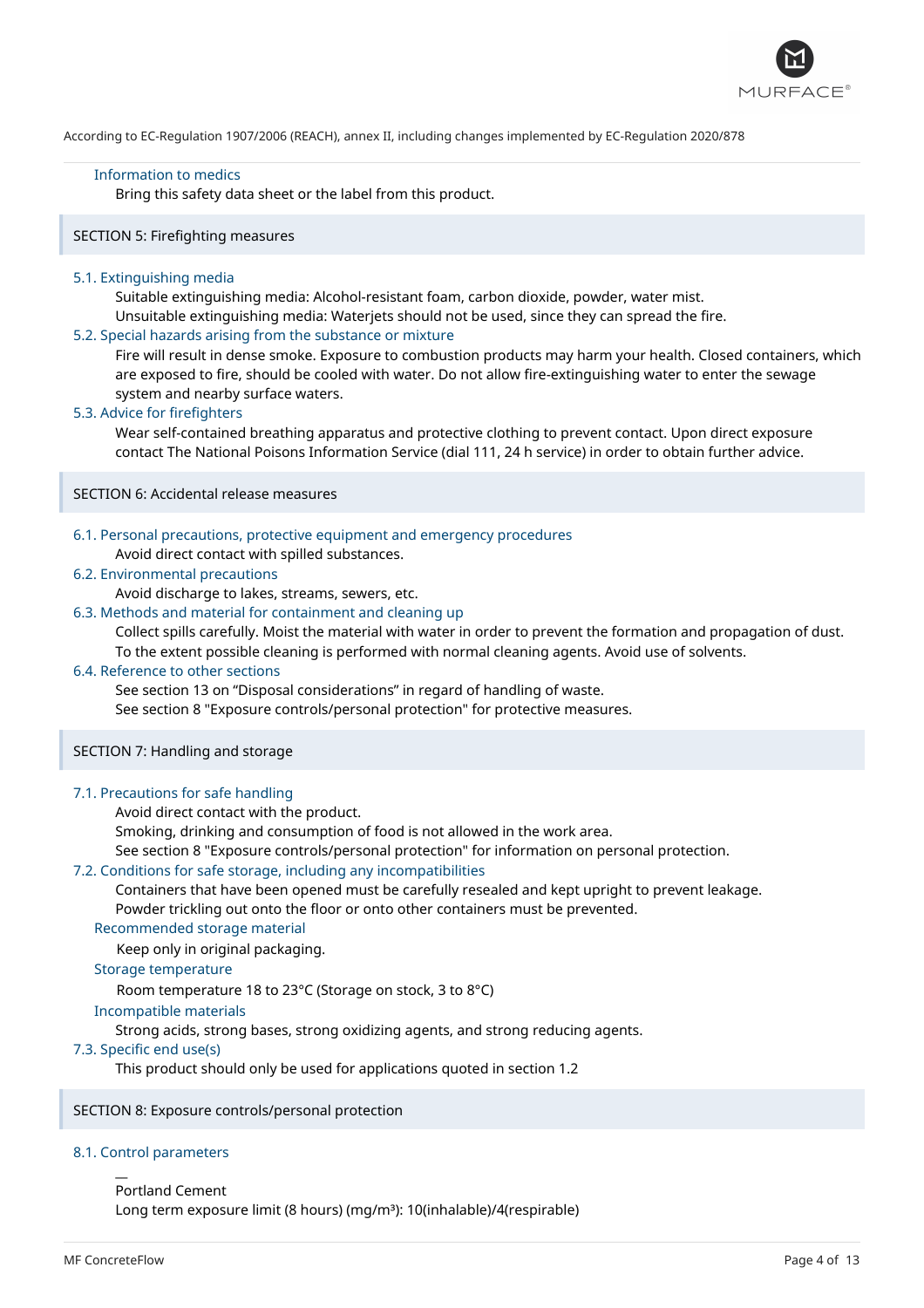#### Information to medics

Bring this safety data sheet or the label from this product.

## SECTION 5: Firefighting measures

### 5.1. Extinguishing media

Suitable extinguishing media: Alcohol-resistant foam, carbon dioxide, powder, water mist.
Unsuitable extinguishing media: Waterjets should not be used, since they can spread the fire.

### 5.2. Special hazards arising from the substance or mixture

Fire will result in dense smoke. Exposure to combustion products may harm your health. Closed containers, which are exposed to fire, should be cooled with water. Do not allow fire-extinguishing water to enter the sewage system and nearby surface waters.

### 5.3. Advice for firefighters

Wear self-contained breathing apparatus and protective clothing to prevent contact. Upon direct exposure contact The National Poisons Information Service (dial 111, 24 h service) in order to obtain further advice.

## SECTION 6: Accidental release measures

### 6.1. Personal precautions, protective equipment and emergency procedures

Avoid direct contact with spilled substances.

### 6.2. Environmental precautions

Avoid discharge to lakes, streams, sewers, etc.

### 6.3. Methods and material for containment and cleaning up

Collect spills carefully. Moist the material with water in order to prevent the formation and propagation of dust.
To the extent possible cleaning is performed with normal cleaning agents. Avoid use of solvents.

### 6.4. Reference to other sections

See section 13 on “Disposal considerations” in regard of handling of waste.
See section 8 "Exposure controls/personal protection" for protective measures.

## SECTION 7: Handling and storage

### 7.1. Precautions for safe handling

Avoid direct contact with the product.
Smoking, drinking and consumption of food is not allowed in the work area.
See section 8 "Exposure controls/personal protection" for information on personal protection.

### 7.2. Conditions for safe storage, including any incompatibilities

Containers that have been opened must be carefully resealed and kept upright to prevent leakage.
Powder trickling out onto the floor or onto other containers must be prevented.

#### Recommended storage material

Keep only in original packaging.

#### Storage temperature

Room temperature 18 to 23°C (Storage on stock, 3 to 8°C)

#### Incompatible materials

Strong acids, strong bases, strong oxidizing agents, and strong reducing agents.

### 7.3. Specific end use(s)

This product should only be used for applications quoted in section 1.2

## SECTION 8: Exposure controls/personal protection

### 8.1. Control parameters

—
Portland Cement
Long term exposure limit (8 hours) (mg/m³): 10(inhalable)/4(respirable)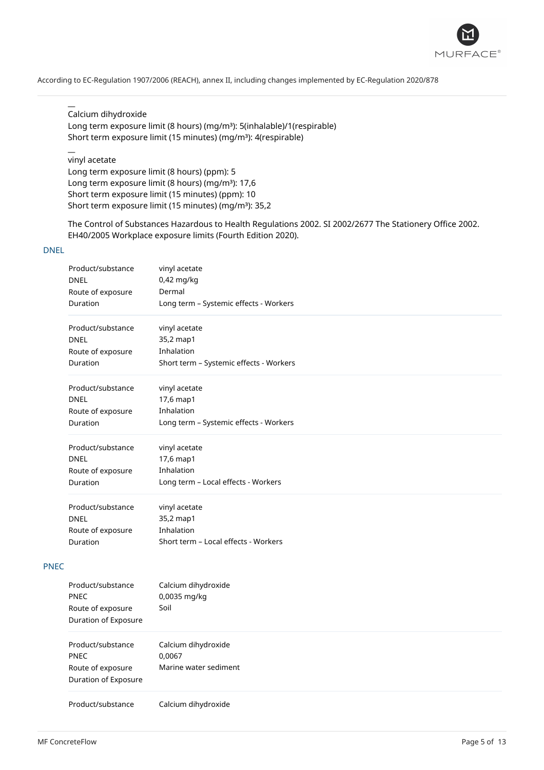—
Calcium dihydroxide
Long term exposure limit (8 hours) (mg/m³): 5(inhalable)/1(respirable)
Short term exposure limit (15 minutes) (mg/m³): 4(respirable)

—
vinyl acetate
Long term exposure limit (8 hours) (ppm): 5
Long term exposure limit (8 hours) (mg/m³): 17,6
Short term exposure limit (15 minutes) (ppm): 10
Short term exposure limit (15 minutes) (mg/m³): 35,2

The Control of Substances Hazardous to Health Regulations 2002. SI 2002/2677 The Stationery Office 2002. EH40/2005 Workplace exposure limits (Fourth Edition 2020).

### DNEL

| | |
|---|---|
| Product/substance | vinyl acetate |
| DNEL | 0,42 mg/kg |
| Route of exposure | Dermal |
| Duration | Long term – Systemic effects - Workers |

| | |
|---|---|
| Product/substance | vinyl acetate |
| DNEL | 35,2 map1 |
| Route of exposure | Inhalation |
| Duration | Short term – Systemic effects - Workers |

| | |
|---|---|
| Product/substance | vinyl acetate |
| DNEL | 17,6 map1 |
| Route of exposure | Inhalation |
| Duration | Long term – Systemic effects - Workers |

| | |
|---|---|
| Product/substance | vinyl acetate |
| DNEL | 17,6 map1 |
| Route of exposure | Inhalation |
| Duration | Long term – Local effects - Workers |

| | |
|---|---|
| Product/substance | vinyl acetate |
| DNEL | 35,2 map1 |
| Route of exposure | Inhalation |
| Duration | Short term – Local effects - Workers |

### PNEC

| | |
|---|---|
| Product/substance | Calcium dihydroxide |
| PNEC | 0,0035 mg/kg |
| Route of exposure | Soil |
| Duration of Exposure | |

| | |
|---|---|
| Product/substance | Calcium dihydroxide |
| PNEC | 0,0067 |
| Route of exposure | Marine water sediment |
| Duration of Exposure | |

| | |
|---|---|
| Product/substance | Calcium dihydroxide |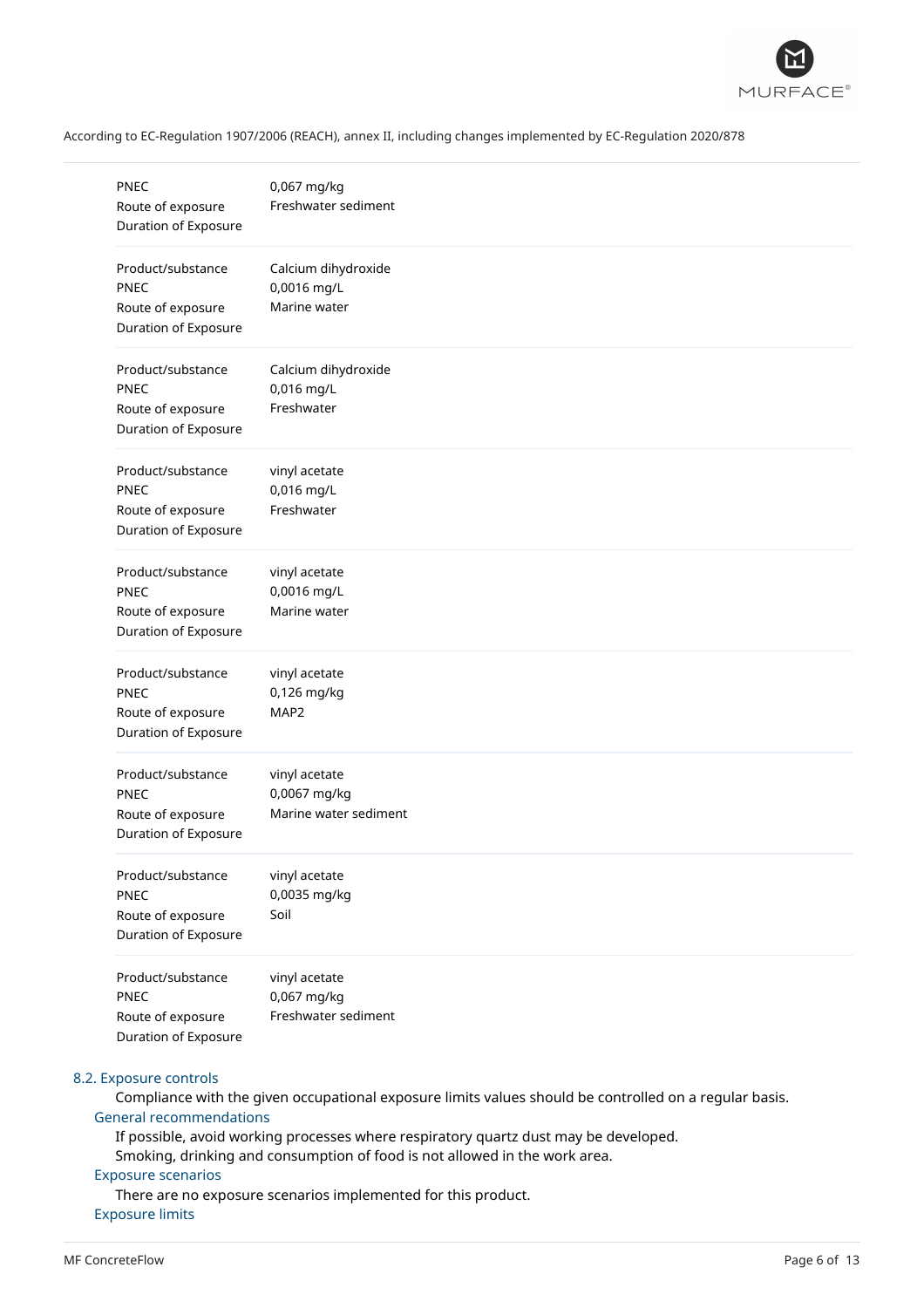According to EC-Regulation 1907/2006 (REACH), annex II, including changes implemented by EC-Regulation 2020/878

| | |
|---|---|
| PNEC | 0,067 mg/kg |
| Route of exposure | Freshwater sediment |
| Duration of Exposure | |

| | |
|---|---|
| Product/substance | Calcium dihydroxide |
| PNEC | 0,0016 mg/L |
| Route of exposure | Marine water |
| Duration of Exposure | |

| | |
|---|---|
| Product/substance | Calcium dihydroxide |
| PNEC | 0,016 mg/L |
| Route of exposure | Freshwater |
| Duration of Exposure | |

| | |
|---|---|
| Product/substance | vinyl acetate |
| PNEC | 0,016 mg/L |
| Route of exposure | Freshwater |
| Duration of Exposure | |

| | |
|---|---|
| Product/substance | vinyl acetate |
| PNEC | 0,0016 mg/L |
| Route of exposure | Marine water |
| Duration of Exposure | |

| | |
|---|---|
| Product/substance | vinyl acetate |
| PNEC | 0,126 mg/kg |
| Route of exposure | MAP2 |
| Duration of Exposure | |

| | |
|---|---|
| Product/substance | vinyl acetate |
| PNEC | 0,0067 mg/kg |
| Route of exposure | Marine water sediment |
| Duration of Exposure | |

| | |
|---|---|
| Product/substance | vinyl acetate |
| PNEC | 0,0035 mg/kg |
| Route of exposure | Soil |
| Duration of Exposure | |

| | |
|---|---|
| Product/substance | vinyl acetate |
| PNEC | 0,067 mg/kg |
| Route of exposure | Freshwater sediment |
| Duration of Exposure | |

## 8.2. Exposure controls

Compliance with the given occupational exposure limits values should be controlled on a regular basis.

### General recommendations

If possible, avoid working processes where respiratory quartz dust may be developed.
Smoking, drinking and consumption of food is not allowed in the work area.

### Exposure scenarios

There are no exposure scenarios implemented for this product.

### Exposure limits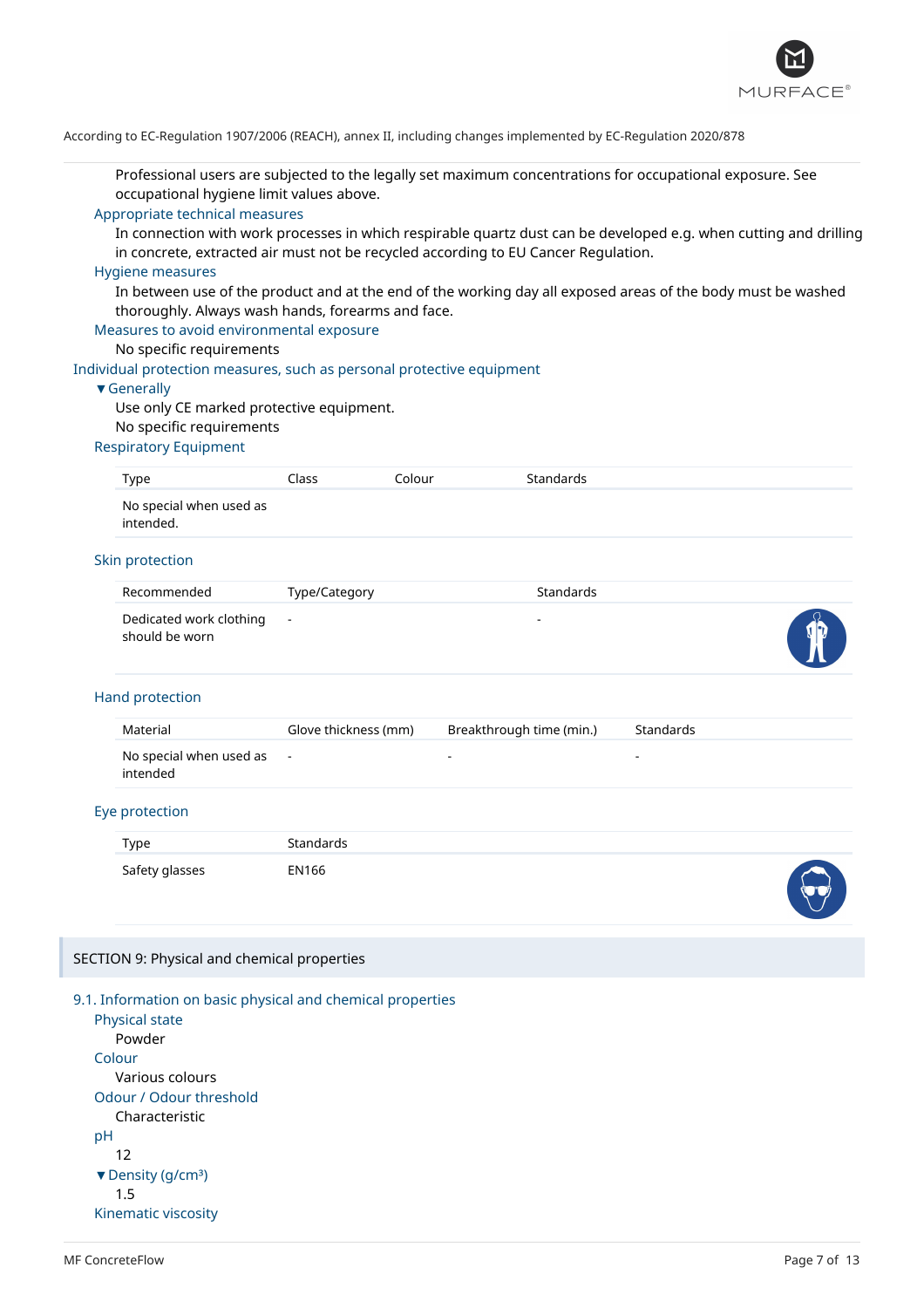Professional users are subjected to the legally set maximum concentrations for occupational exposure. See occupational hygiene limit values above.

#### Appropriate technical measures

In connection with work processes in which respirable quartz dust can be developed e.g. when cutting and drilling in concrete, extracted air must not be recycled according to EU Cancer Regulation.

#### Hygiene measures

In between use of the product and at the end of the working day all exposed areas of the body must be washed thoroughly. Always wash hands, forearms and face.

#### Measures to avoid environmental exposure

No specific requirements

### Individual protection measures, such as personal protective equipment

#### ▼Generally

Use only CE marked protective equipment.
No specific requirements

#### Respiratory Equipment

| Type | Class | Colour | Standards |
|---|---|---|---|
| No special when used as intended. | | | |

#### Skin protection

| Recommended | Type/Category | Standards |
|---|---|---|
| Dedicated work clothing should be worn | - | - |

#### Hand protection

| Material | Glove thickness (mm) | Breakthrough time (min.) | Standards |
|---|---|---|---|
| No special when used as intended | - | - | - |

#### Eye protection

| Type | Standards |
|---|---|
| Safety glasses | EN166 |

## SECTION 9: Physical and chemical properties

### 9.1. Information on basic physical and chemical properties

#### Physical state

Powder

#### Colour

Various colours

#### Odour / Odour threshold

Characteristic

#### pH

12

#### ▼Density (g/cm³)

1.5

#### Kinematic viscosity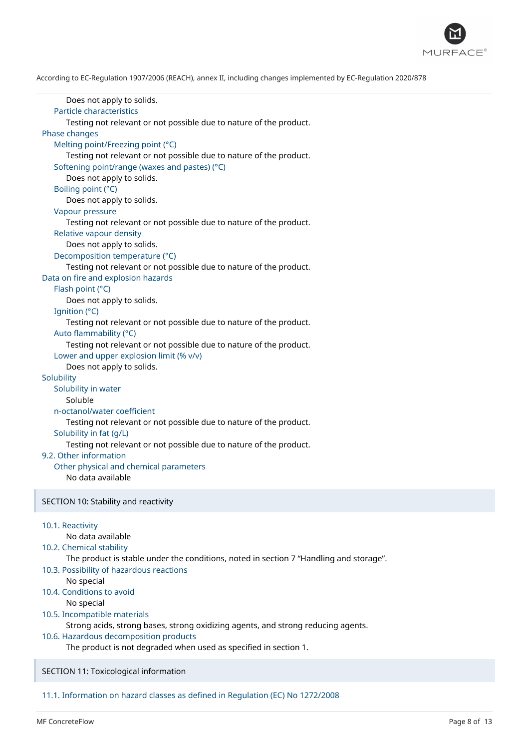Does not apply to solids.

Particle characteristics

Testing not relevant or not possible due to nature of the product.

Phase changes

Melting point/Freezing point (°C)

Testing not relevant or not possible due to nature of the product.

Softening point/range (waxes and pastes) (°C)

Does not apply to solids.

Boiling point (°C)

Does not apply to solids.

Vapour pressure

Testing not relevant or not possible due to nature of the product.

Relative vapour density

Does not apply to solids.

Decomposition temperature (°C)

Testing not relevant or not possible due to nature of the product.

Data on fire and explosion hazards

Flash point (°C)

Does not apply to solids.

Ignition (°C)

Testing not relevant or not possible due to nature of the product.

Auto flammability (°C)

Testing not relevant or not possible due to nature of the product.

Lower and upper explosion limit (% v/v)

Does not apply to solids.

Solubility

Solubility in water

Soluble

n-octanol/water coefficient

Testing not relevant or not possible due to nature of the product.

Solubility in fat (g/L)

Testing not relevant or not possible due to nature of the product.

9.2. Other information

Other physical and chemical parameters

No data available

## SECTION 10: Stability and reactivity

10.1. Reactivity

No data available

10.2. Chemical stability

The product is stable under the conditions, noted in section 7 "Handling and storage".

10.3. Possibility of hazardous reactions

No special

10.4. Conditions to avoid

No special

10.5. Incompatible materials

Strong acids, strong bases, strong oxidizing agents, and strong reducing agents.

10.6. Hazardous decomposition products

The product is not degraded when used as specified in section 1.

## SECTION 11: Toxicological information

11.1. Information on hazard classes as defined in Regulation (EC) No 1272/2008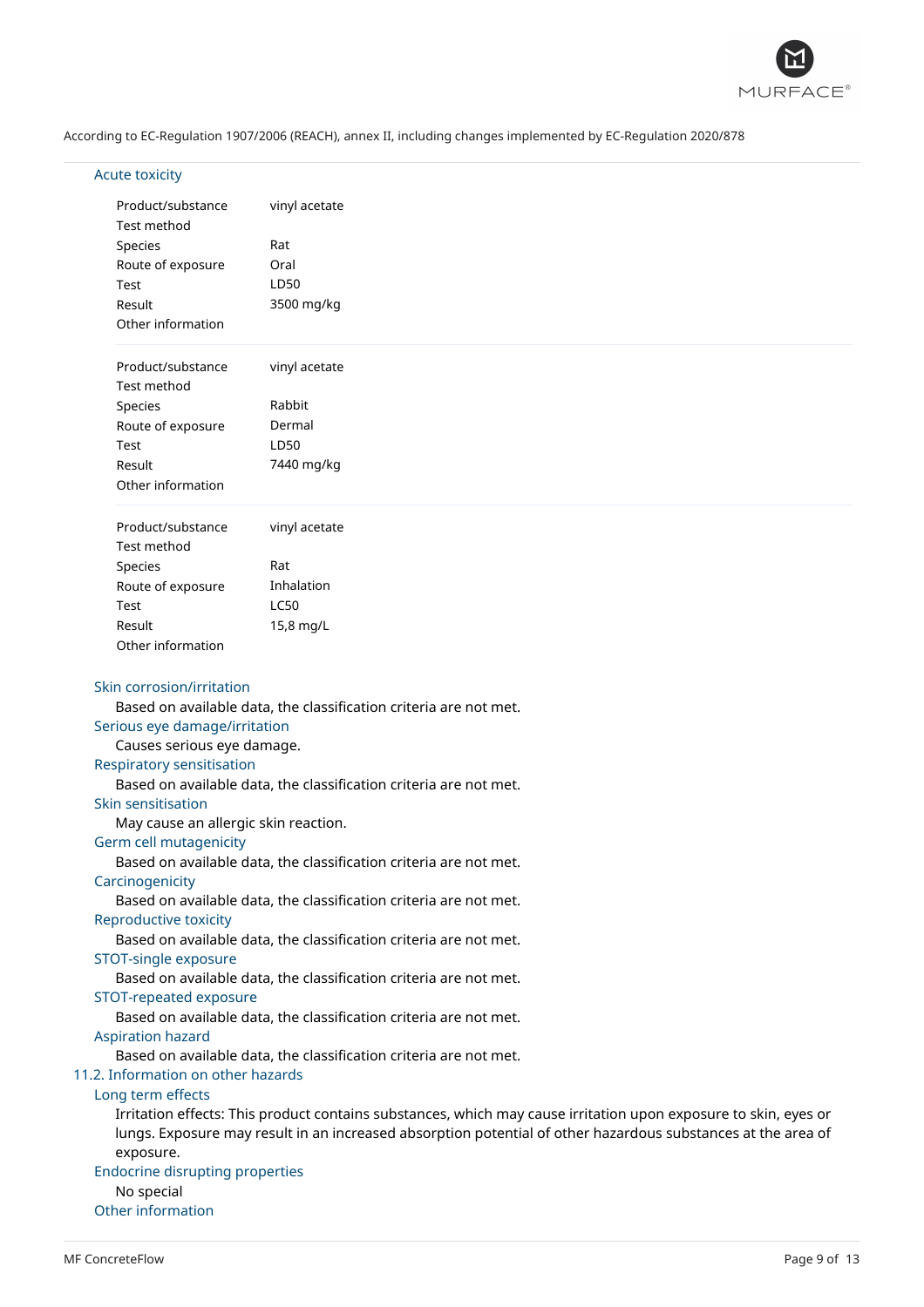According to EC-Regulation 1907/2006 (REACH), annex II, including changes implemented by EC-Regulation 2020/878

### Acute toxicity

| | |
|---|---|
| Product/substance | vinyl acetate |
| Test method | |
| Species | Rat |
| Route of exposure | Oral |
| Test | LD50 |
| Result | 3500 mg/kg |
| Other information | |

| | |
|---|---|
| Product/substance | vinyl acetate |
| Test method | |
| Species | Rabbit |
| Route of exposure | Dermal |
| Test | LD50 |
| Result | 7440 mg/kg |
| Other information | |

| | |
|---|---|
| Product/substance | vinyl acetate |
| Test method | |
| Species | Rat |
| Route of exposure | Inhalation |
| Test | LC50 |
| Result | 15,8 mg/L |
| Other information | |

### Skin corrosion/irritation

Based on available data, the classification criteria are not met.

### Serious eye damage/irritation

Causes serious eye damage.

### Respiratory sensitisation

Based on available data, the classification criteria are not met.

### Skin sensitisation

May cause an allergic skin reaction.

### Germ cell mutagenicity

Based on available data, the classification criteria are not met.

### Carcinogenicity

Based on available data, the classification criteria are not met.

### Reproductive toxicity

Based on available data, the classification criteria are not met.

### STOT-single exposure

Based on available data, the classification criteria are not met.

### STOT-repeated exposure

Based on available data, the classification criteria are not met.

### Aspiration hazard

Based on available data, the classification criteria are not met.

## 11.2. Information on other hazards

### Long term effects

Irritation effects: This product contains substances, which may cause irritation upon exposure to skin, eyes or lungs. Exposure may result in an increased absorption potential of other hazardous substances at the area of exposure.

### Endocrine disrupting properties

No special

### Other information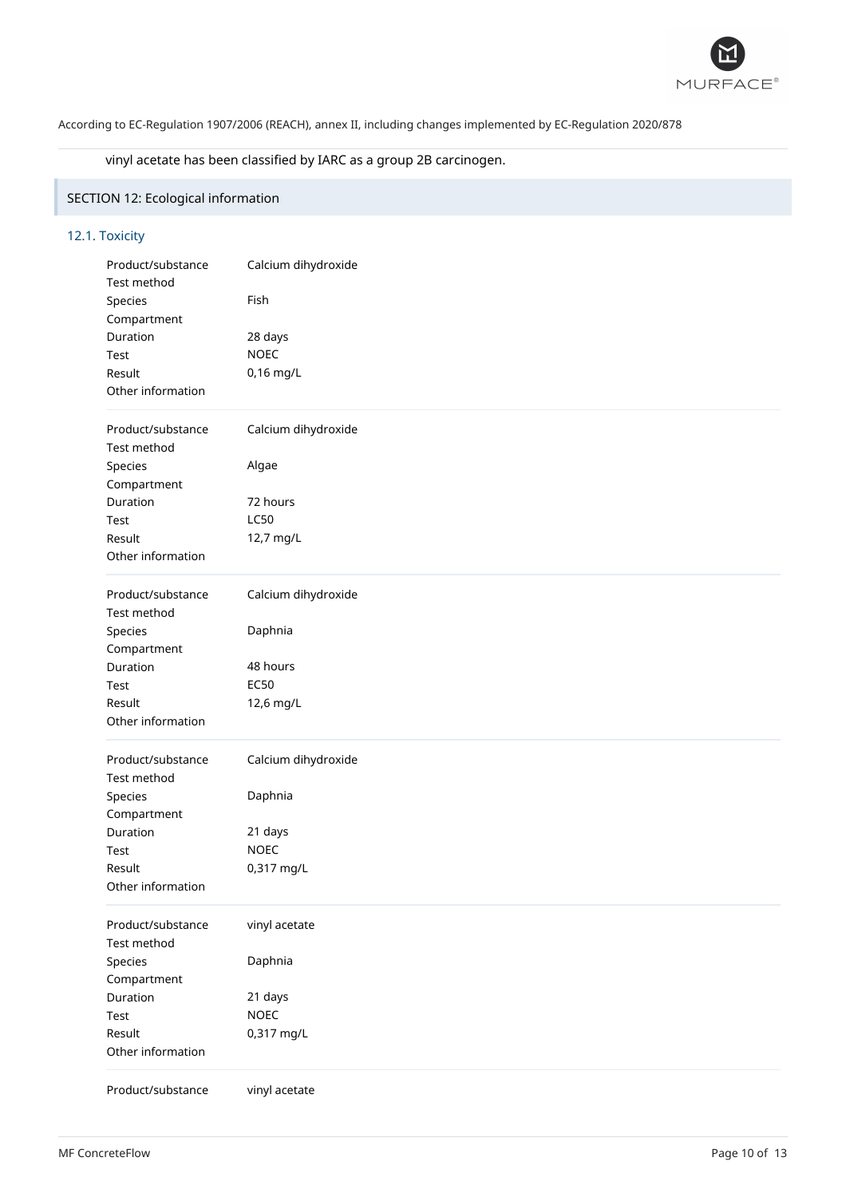vinyl acetate has been classified by IARC as a group 2B carcinogen.

## SECTION 12: Ecological information

### 12.1. Toxicity

| | |
|---|---|
| Product/substance | Calcium dihydroxide |
| Test method | |
| Species | Fish |
| Compartment | |
| Duration | 28 days |
| Test | NOEC |
| Result | 0,16 mg/L |
| Other information | |

| | |
|---|---|
| Product/substance | Calcium dihydroxide |
| Test method | |
| Species | Algae |
| Compartment | |
| Duration | 72 hours |
| Test | LC50 |
| Result | 12,7 mg/L |
| Other information | |

| | |
|---|---|
| Product/substance | Calcium dihydroxide |
| Test method | |
| Species | Daphnia |
| Compartment | |
| Duration | 48 hours |
| Test | EC50 |
| Result | 12,6 mg/L |
| Other information | |

| | |
|---|---|
| Product/substance | Calcium dihydroxide |
| Test method | |
| Species | Daphnia |
| Compartment | |
| Duration | 21 days |
| Test | NOEC |
| Result | 0,317 mg/L |
| Other information | |

| | |
|---|---|
| Product/substance | vinyl acetate |
| Test method | |
| Species | Daphnia |
| Compartment | |
| Duration | 21 days |
| Test | NOEC |
| Result | 0,317 mg/L |
| Other information | |

| | |
|---|---|
| Product/substance | vinyl acetate |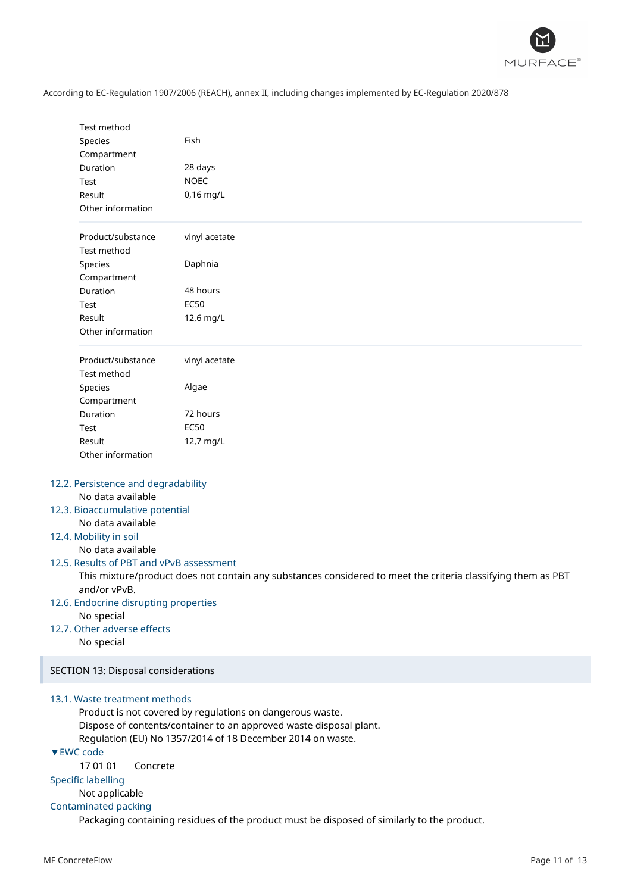| | |
|---|---|
| Test method | |
| Species | Fish |
| Compartment | |
| Duration | 28 days |
| Test | NOEC |
| Result | 0,16 mg/L |
| Other information | |

| | |
|---|---|
| Product/substance | vinyl acetate |
| Test method | |
| Species | Daphnia |
| Compartment | |
| Duration | 48 hours |
| Test | EC50 |
| Result | 12,6 mg/L |
| Other information | |

| | |
|---|---|
| Product/substance | vinyl acetate |
| Test method | |
| Species | Algae |
| Compartment | |
| Duration | 72 hours |
| Test | EC50 |
| Result | 12,7 mg/L |
| Other information | |

### 12.2. Persistence and degradability

No data available

### 12.3. Bioaccumulative potential

No data available

### 12.4. Mobility in soil

No data available

### 12.5. Results of PBT and vPvB assessment

This mixture/product does not contain any substances considered to meet the criteria classifying them as PBT and/or vPvB.

### 12.6. Endocrine disrupting properties

No special

### 12.7. Other adverse effects

No special

## SECTION 13: Disposal considerations

### 13.1. Waste treatment methods

Product is not covered by regulations on dangerous waste.
Dispose of contents/container to an approved waste disposal plant.
Regulation (EU) No 1357/2014 of 18 December 2014 on waste.

### ▼EWC code

17 01 01 Concrete

### Specific labelling

Not applicable

### Contaminated packing

Packaging containing residues of the product must be disposed of similarly to the product.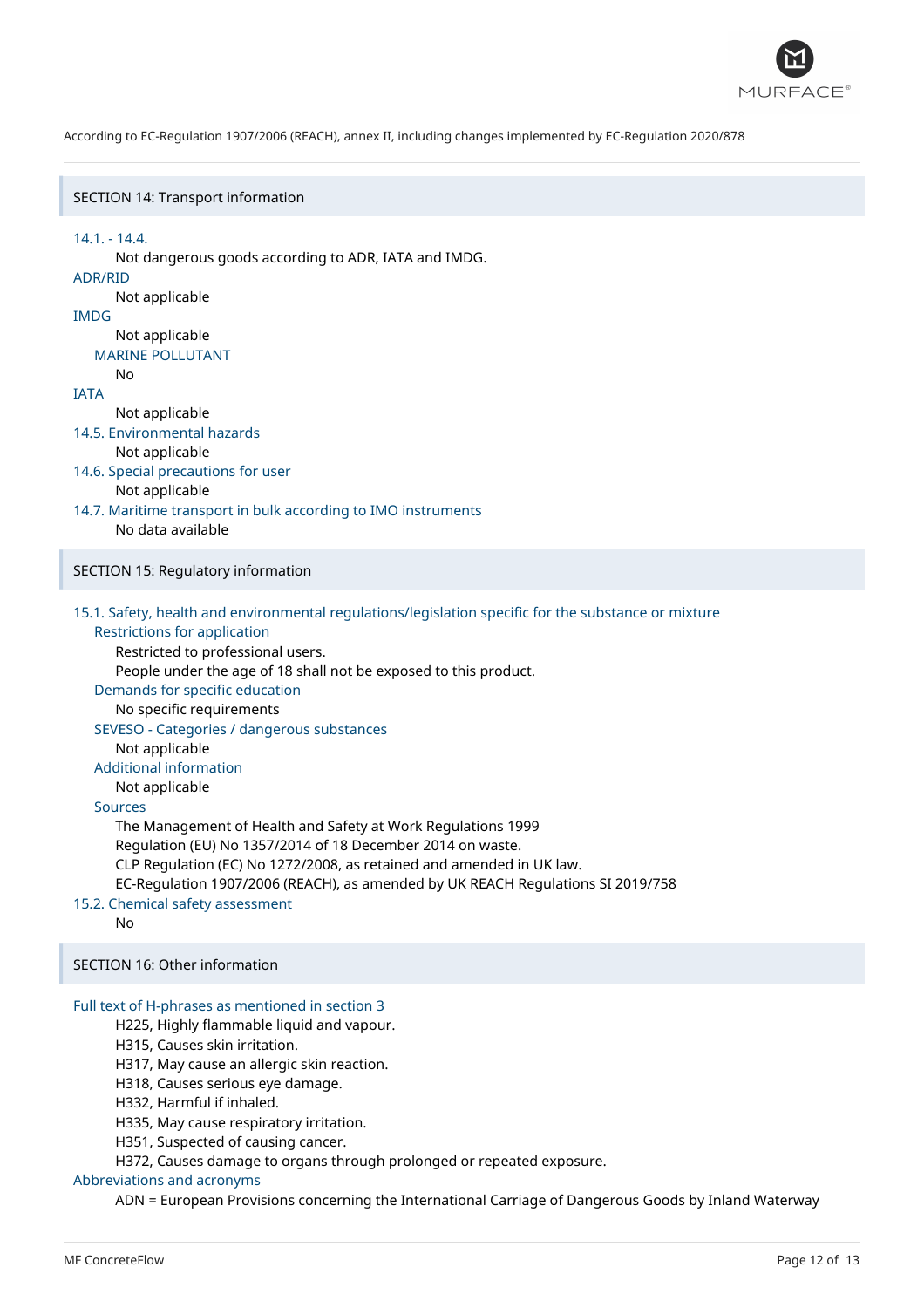According to EC-Regulation 1907/2006 (REACH), annex II, including changes implemented by EC-Regulation 2020/878

## SECTION 14: Transport information

### 14.1. - 14.4.

Not dangerous goods according to ADR, IATA and IMDG.

### ADR/RID

Not applicable

### IMDG

Not applicable

#### MARINE POLLUTANT

No

### IATA

Not applicable

### 14.5. Environmental hazards

Not applicable

### 14.6. Special precautions for user

Not applicable

### 14.7. Maritime transport in bulk according to IMO instruments

No data available

## SECTION 15: Regulatory information

### 15.1. Safety, health and environmental regulations/legislation specific for the substance or mixture

#### Restrictions for application

Restricted to professional users.
People under the age of 18 shall not be exposed to this product.

#### Demands for specific education

No specific requirements

#### SEVESO - Categories / dangerous substances

Not applicable

#### Additional information

Not applicable

#### Sources

The Management of Health and Safety at Work Regulations 1999
Regulation (EU) No 1357/2014 of 18 December 2014 on waste.
CLP Regulation (EC) No 1272/2008, as retained and amended in UK law.
EC-Regulation 1907/2006 (REACH), as amended by UK REACH Regulations SI 2019/758

### 15.2. Chemical safety assessment

No

## SECTION 16: Other information

### Full text of H-phrases as mentioned in section 3

H225, Highly flammable liquid and vapour.
H315, Causes skin irritation.
H317, May cause an allergic skin reaction.
H318, Causes serious eye damage.
H332, Harmful if inhaled.
H335, May cause respiratory irritation.
H351, Suspected of causing cancer.
H372, Causes damage to organs through prolonged or repeated exposure.

### Abbreviations and acronyms

ADN = European Provisions concerning the International Carriage of Dangerous Goods by Inland Waterway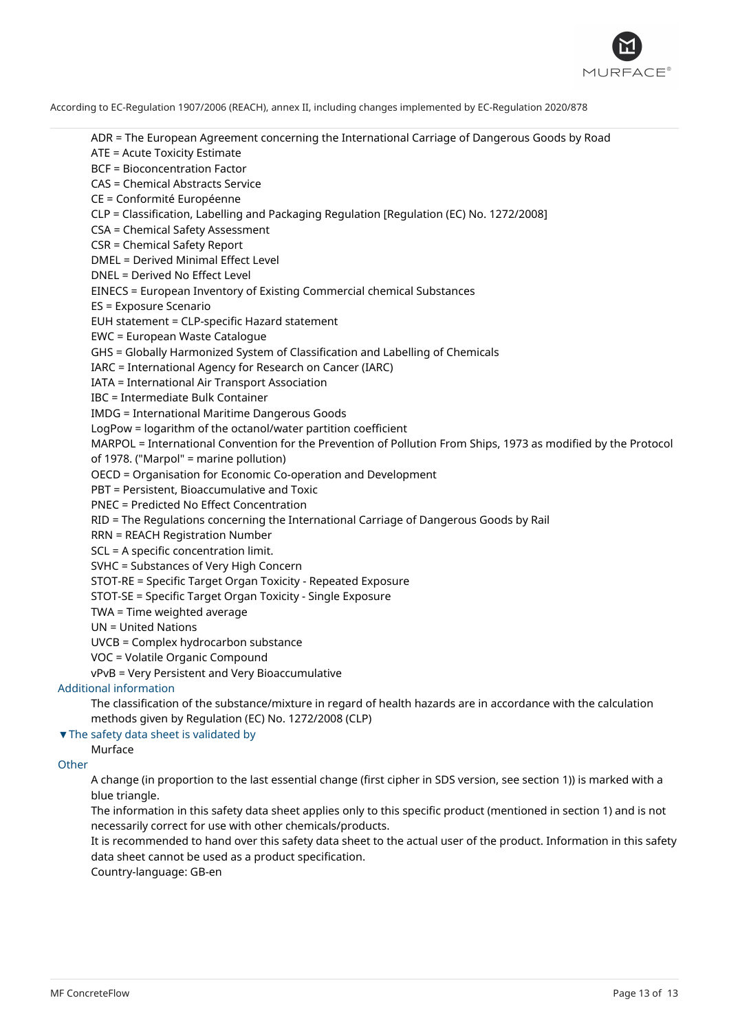ADR = The European Agreement concerning the International Carriage of Dangerous Goods by Road
ATE = Acute Toxicity Estimate
BCF = Bioconcentration Factor
CAS = Chemical Abstracts Service
CE = Conformité Européenne
CLP = Classification, Labelling and Packaging Regulation [Regulation (EC) No. 1272/2008]
CSA = Chemical Safety Assessment
CSR = Chemical Safety Report
DMEL = Derived Minimal Effect Level
DNEL = Derived No Effect Level
EINECS = European Inventory of Existing Commercial chemical Substances
ES = Exposure Scenario
EUH statement = CLP-specific Hazard statement
EWC = European Waste Catalogue
GHS = Globally Harmonized System of Classification and Labelling of Chemicals
IARC = International Agency for Research on Cancer (IARC)
IATA = International Air Transport Association
IBC = Intermediate Bulk Container
IMDG = International Maritime Dangerous Goods
LogPow = logarithm of the octanol/water partition coefficient
MARPOL = International Convention for the Prevention of Pollution From Ships, 1973 as modified by the Protocol of 1978. ("Marpol" = marine pollution)
OECD = Organisation for Economic Co-operation and Development
PBT = Persistent, Bioaccumulative and Toxic
PNEC = Predicted No Effect Concentration
RID = The Regulations concerning the International Carriage of Dangerous Goods by Rail
RRN = REACH Registration Number
SCL = A specific concentration limit.
SVHC = Substances of Very High Concern
STOT-RE = Specific Target Organ Toxicity - Repeated Exposure
STOT-SE = Specific Target Organ Toxicity - Single Exposure
TWA = Time weighted average
UN = United Nations
UVCB = Complex hydrocarbon substance
VOC = Volatile Organic Compound
vPvB = Very Persistent and Very Bioaccumulative

### Additional information

The classification of the substance/mixture in regard of health hazards are in accordance with the calculation methods given by Regulation (EC) No. 1272/2008 (CLP)

### ▼The safety data sheet is validated by

Murface

### Other

A change (in proportion to the last essential change (first cipher in SDS version, see section 1)) is marked with a blue triangle.
The information in this safety data sheet applies only to this specific product (mentioned in section 1) and is not necessarily correct for use with other chemicals/products.
It is recommended to hand over this safety data sheet to the actual user of the product. Information in this safety data sheet cannot be used as a product specification.
Country-language: GB-en